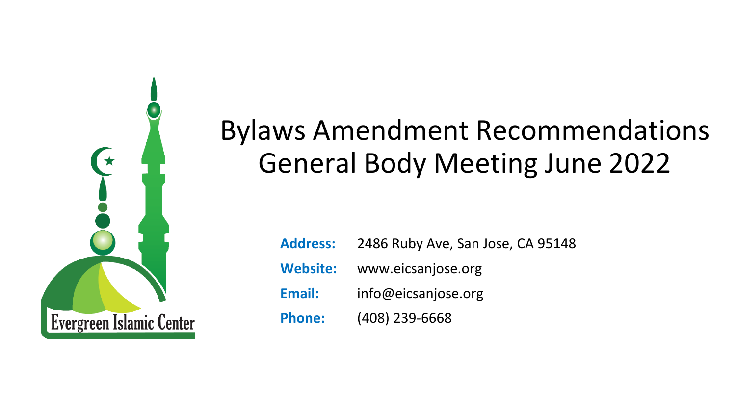Evergreen Islamic Center

# Bylaws Amendment Recommendations General Body Meeting June 2022

**Address:** 2486 Ruby Ave, San Jose, CA 95148

**Website:** www.eicsanjose.org

**Email:** info@eicsanjose.org

**Phone:** (408) 239-6668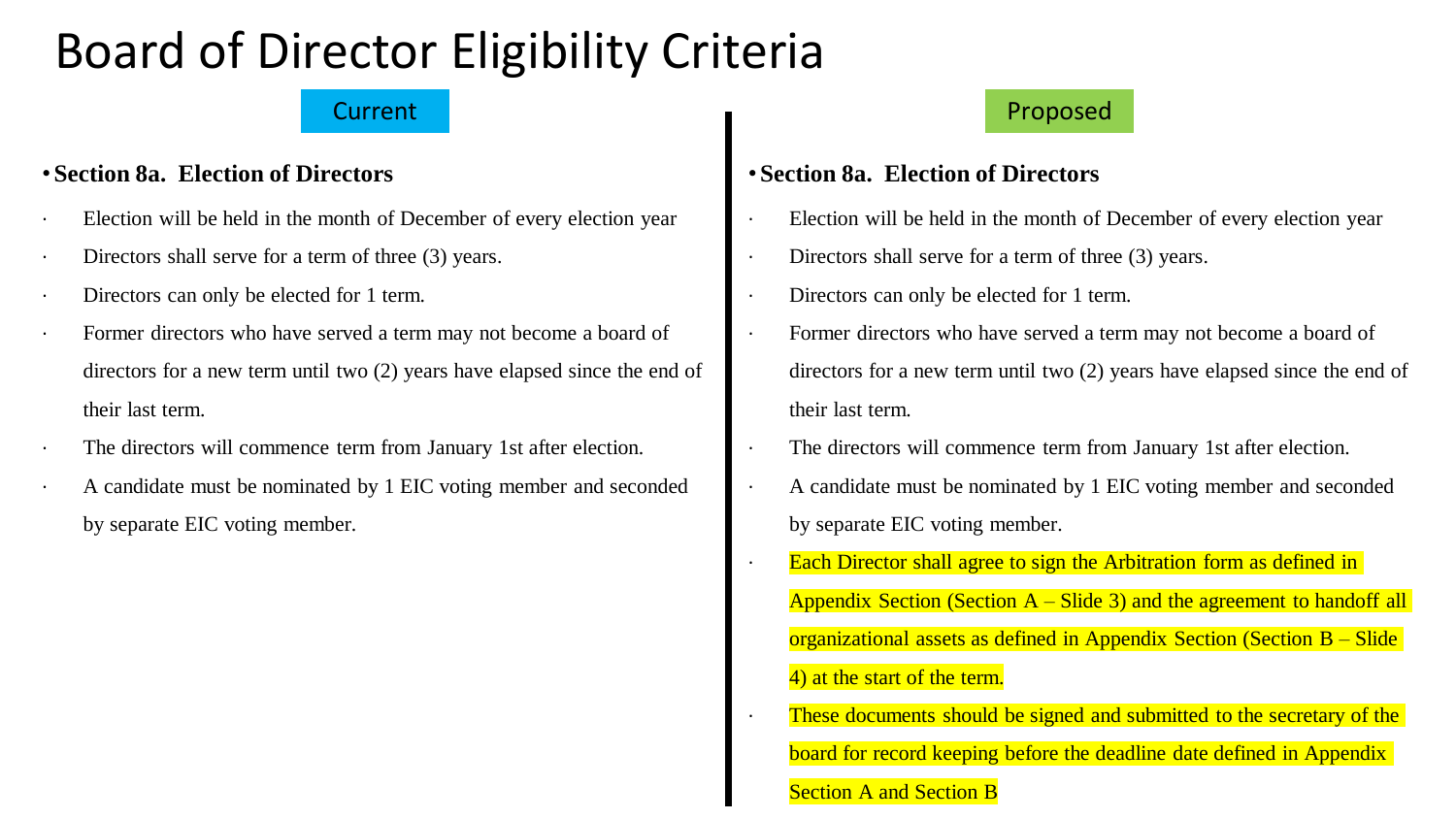# Board of Director Eligibility Criteria

## Current

- **Section 8a. Election of Directors**
  - Election will be held in the month of December of every election year
  - Directors shall serve for a term of three (3) years.
  - Directors can only be elected for 1 term.
  - Former directors who have served a term may not become a board of directors for a new term until two (2) years have elapsed since the end of their last term.
  - The directors will commence term from January 1st after election.
  - A candidate must be nominated by 1 EIC voting member and seconded by separate EIC voting member.

## Proposed

- **Section 8a. Election of Directors**
  - Election will be held in the month of December of every election year
  - Directors shall serve for a term of three (3) years.
  - Directors can only be elected for 1 term.
  - Former directors who have served a term may not become a board of directors for a new term until two (2) years have elapsed since the end of their last term.
  - The directors will commence term from January 1st after election.
  - A candidate must be nominated by 1 EIC voting member and seconded by separate EIC voting member.
  - Each Director shall agree to sign the Arbitration form as defined in Appendix Section (Section A – Slide 3) and the agreement to handoff all organizational assets as defined in Appendix Section (Section B – Slide 4) at the start of the term.
  - These documents should be signed and submitted to the secretary of the board for record keeping before the deadline date defined in Appendix Section A and Section B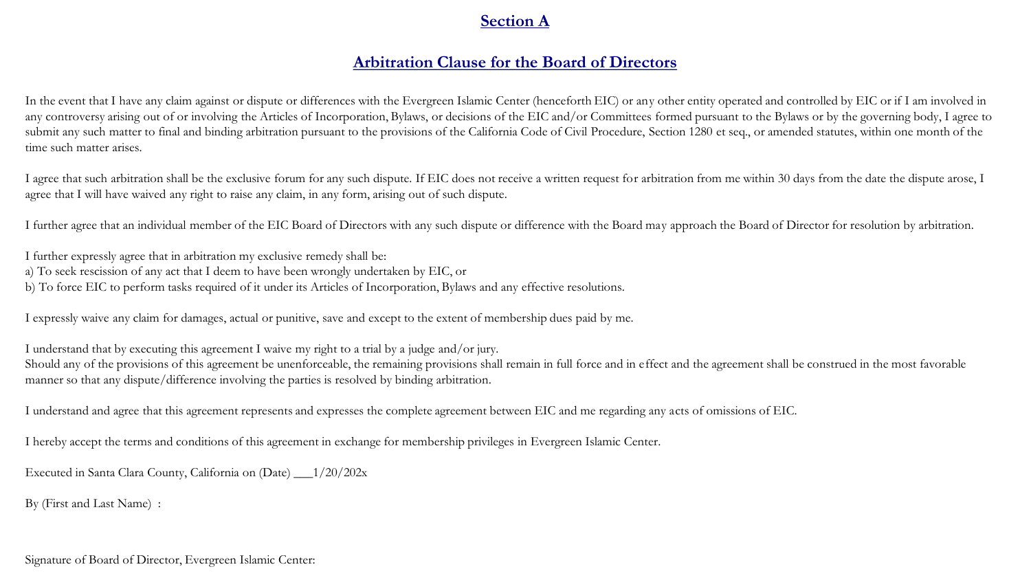## Section A

## Arbitration Clause for the Board of Directors

In the event that I have any claim against or dispute or differences with the Evergreen Islamic Center (henceforth EIC) or any other entity operated and controlled by EIC or if I am involved in any controversy arising out of or involving the Articles of Incorporation, Bylaws, or decisions of the EIC and/or Committees formed pursuant to the Bylaws or by the governing body, I agree to submit any such matter to final and binding arbitration pursuant to the provisions of the California Code of Civil Procedure, Section 1280 et seq., or amended statutes, within one month of the time such matter arises.

I agree that such arbitration shall be the exclusive forum for any such dispute. If EIC does not receive a written request for arbitration from me within 30 days from the date the dispute arose, I agree that I will have waived any right to raise any claim, in any form, arising out of such dispute.

I further agree that an individual member of the EIC Board of Directors with any such dispute or difference with the Board may approach the Board of Director for resolution by arbitration.

I further expressly agree that in arbitration my exclusive remedy shall be:
a) To seek rescission of any act that I deem to have been wrongly undertaken by EIC, or
b) To force EIC to perform tasks required of it under its Articles of Incorporation, Bylaws and any effective resolutions.

I expressly waive any claim for damages, actual or punitive, save and except to the extent of membership dues paid by me.

I understand that by executing this agreement I waive my right to a trial by a judge and/or jury.
Should any of the provisions of this agreement be unenforceable, the remaining provisions shall remain in full force and in effect and the agreement shall be construed in the most favorable manner so that any dispute/difference involving the parties is resolved by binding arbitration.

I understand and agree that this agreement represents and expresses the complete agreement between EIC and me regarding any acts of omissions of EIC.

I hereby accept the terms and conditions of this agreement in exchange for membership privileges in Evergreen Islamic Center.

Executed in Santa Clara County, California on (Date) ___1/20/202x

By (First and Last Name) :

Signature of Board of Director, Evergreen Islamic Center: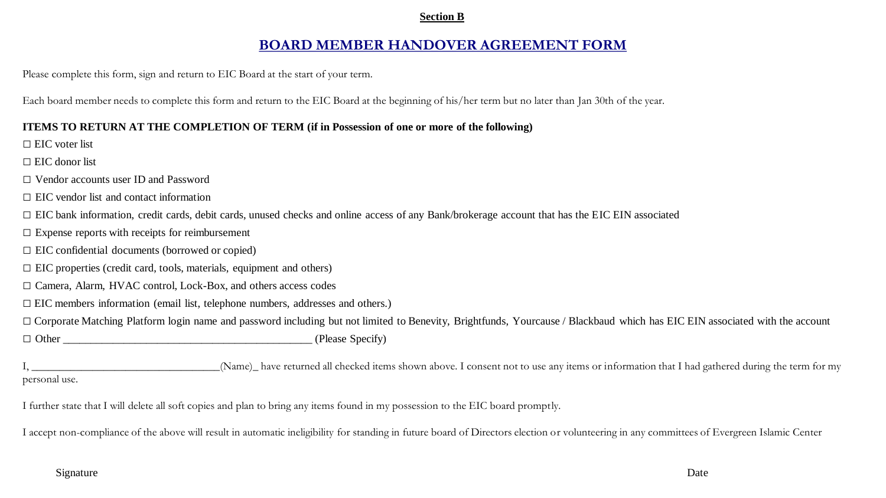**Section B**

## BOARD MEMBER HANDOVER AGREEMENT FORM

Please complete this form, sign and return to EIC Board at the start of your term.

Each board member needs to complete this form and return to the EIC Board at the beginning of his/her term but no later than Jan 30th of the year.

**ITEMS TO RETURN AT THE COMPLETION OF TERM (if in Possession of one or more of the following)**

☐ EIC voter list

☐ EIC donor list

☐ Vendor accounts user ID and Password

☐ EIC vendor list and contact information

☐ EIC bank information, credit cards, debit cards, unused checks and online access of any Bank/brokerage account that has the EIC EIN associated

☐ Expense reports with receipts for reimbursement

☐ EIC confidential documents (borrowed or copied)

☐ EIC properties (credit card, tools, materials, equipment and others)

☐ Camera, Alarm, HVAC control, Lock-Box, and others access codes

☐ EIC members information (email list, telephone numbers, addresses and others.)

☐ Corporate Matching Platform login name and password including but not limited to Benevity, Brightfunds, Yourcause / Blackbaud which has EIC EIN associated with the account

☐ Other _____________________________________________ (Please Specify)

I, __________________________________(Name)_ have returned all checked items shown above. I consent not to use any items or information that I had gathered during the term for my personal use.

I further state that I will delete all soft copies and plan to bring any items found in my possession to the EIC board promptly.

I accept non-compliance of the above will result in automatic ineligibility for standing in future board of Directors election or volunteering in any committees of Evergreen Islamic Center

Signature　　　　　　　　　　　　　　　　　　　　　　　　　　　　　　　　　Date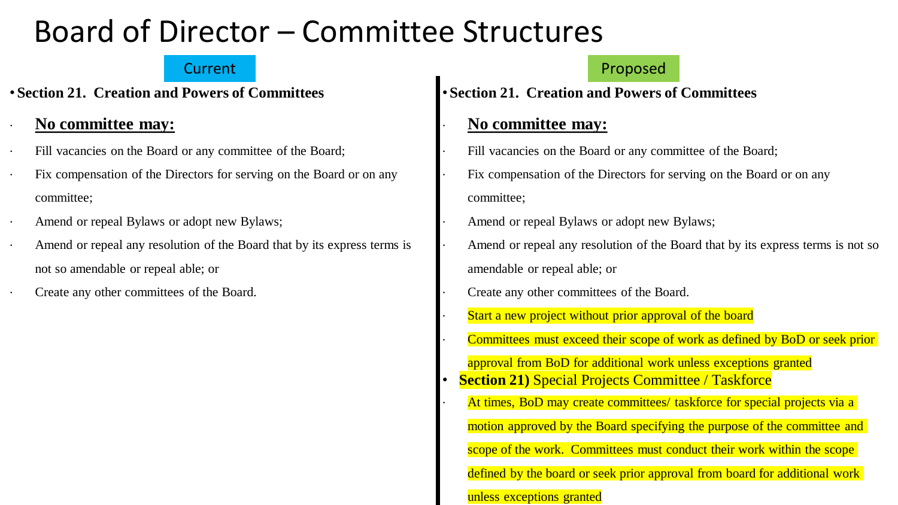# Board of Director – Committee Structures

## Current

- **Section 21. Creation and Powers of Committees**

**No committee may:**

- Fill vacancies on the Board or any committee of the Board;
- Fix compensation of the Directors for serving on the Board or on any committee;
- Amend or repeal Bylaws or adopt new Bylaws;
- Amend or repeal any resolution of the Board that by its express terms is not so amendable or repeal able; or
- Create any other committees of the Board.

## Proposed

- **Section 21. Creation and Powers of Committees**

**No committee may:**

- Fill vacancies on the Board or any committee of the Board;
- Fix compensation of the Directors for serving on the Board or on any committee;
- Amend or repeal Bylaws or adopt new Bylaws;
- Amend or repeal any resolution of the Board that by its express terms is not so amendable or repeal able; or
- Create any other committees of the Board.
- Start a new project without prior approval of the board
- Committees must exceed their scope of work as defined by BoD or seek prior approval from BoD for additional work unless exceptions granted

- **Section 21)** Special Projects Committee / Taskforce
  - At times, BoD may create committees/ taskforce for special projects via a motion approved by the Board specifying the purpose of the committee and scope of the work. Committees must conduct their work within the scope defined by the board or seek prior approval from board for additional work unless exceptions granted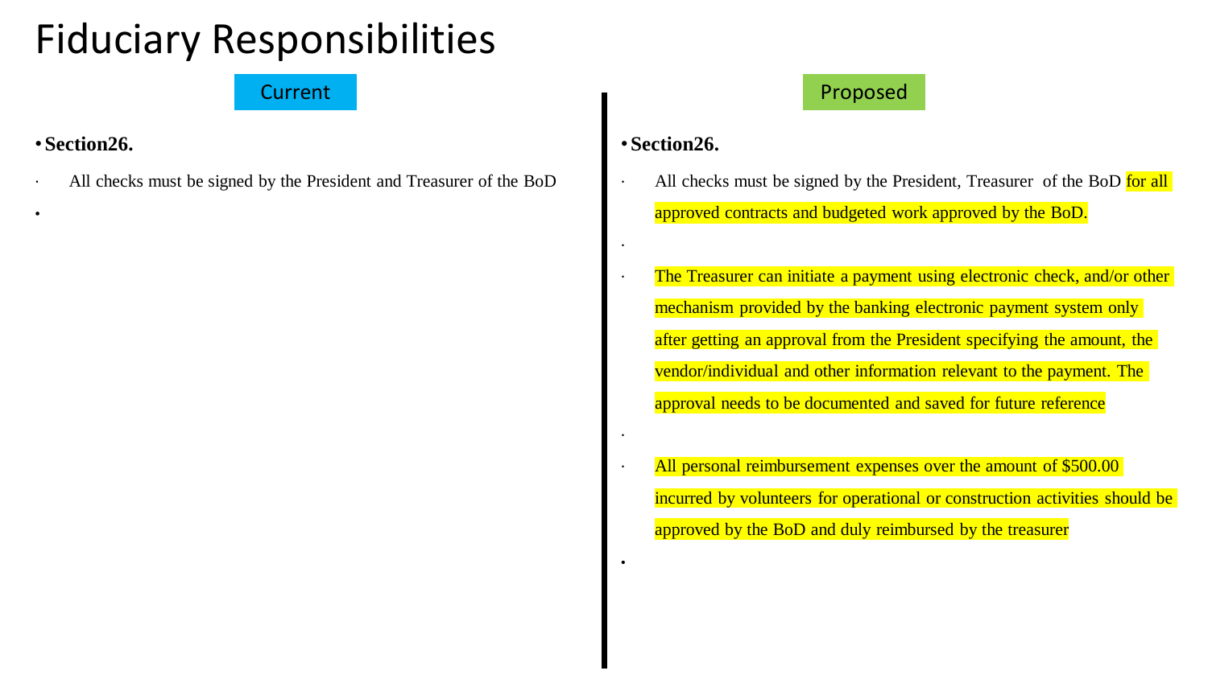# Fiduciary Responsibilities

## Current

- **Section26.**

- All checks must be signed by the President and Treasurer of the BoD

## Proposed

- **Section26.**

- All checks must be signed by the President, Treasurer of the BoD for all approved contracts and budgeted work approved by the BoD.

- The Treasurer can initiate a payment using electronic check, and/or other mechanism provided by the banking electronic payment system only after getting an approval from the President specifying the amount, the vendor/individual and other information relevant to the payment. The approval needs to be documented and saved for future reference

- All personal reimbursement expenses over the amount of $500.00 incurred by volunteers for operational or construction activities should be approved by the BoD and duly reimbursed by the treasurer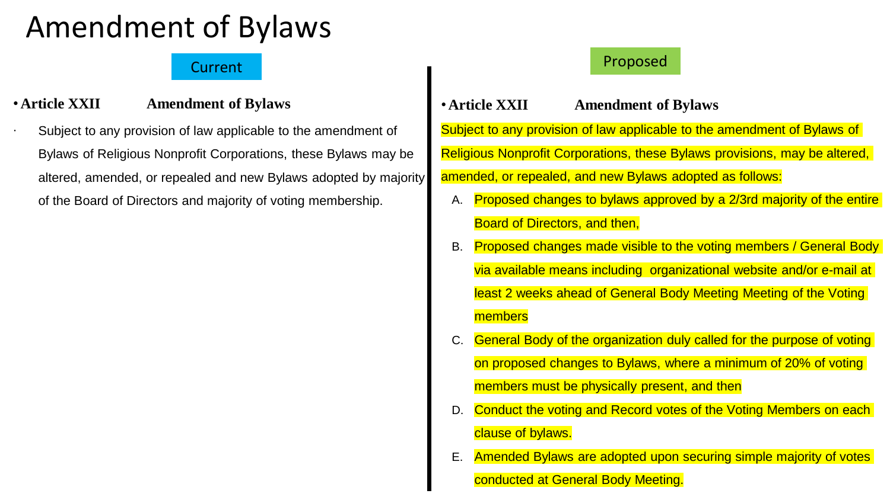# Amendment of Bylaws

## Current

- **Article XXII Amendment of Bylaws**

Subject to any provision of law applicable to the amendment of Bylaws of Religious Nonprofit Corporations, these Bylaws may be altered, amended, or repealed and new Bylaws adopted by majority of the Board of Directors and majority of voting membership.

## Proposed

- **Article XXII Amendment of Bylaws**

Subject to any provision of law applicable to the amendment of Bylaws of Religious Nonprofit Corporations, these Bylaws provisions, may be altered, amended, or repealed, and new Bylaws adopted as follows:

A. Proposed changes to bylaws approved by a 2/3rd majority of the entire Board of Directors, and then,
B. Proposed changes made visible to the voting members / General Body via available means including organizational website and/or e-mail at least 2 weeks ahead of General Body Meeting Meeting of the Voting members
C. General Body of the organization duly called for the purpose of voting on proposed changes to Bylaws, where a minimum of 20% of voting members must be physically present, and then
D. Conduct the voting and Record votes of the Voting Members on each clause of bylaws.
E. Amended Bylaws are adopted upon securing simple majority of votes conducted at General Body Meeting.